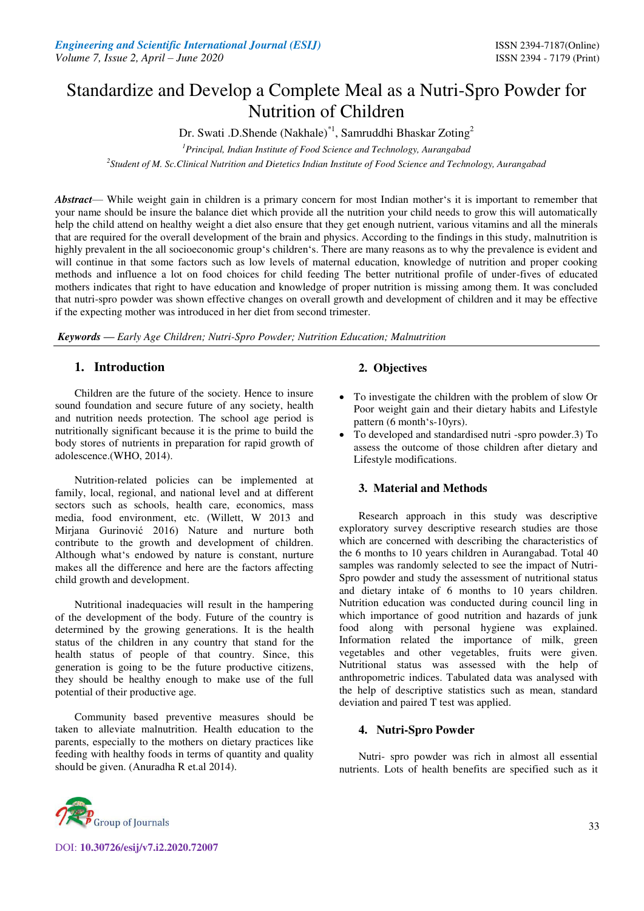# Standardize and Develop a Complete Meal as a Nutri-Spro Powder for Nutrition of Children

Dr. Swati .D.Shende (Nakhale)*[1], Samruddhi Bhaskar Zoting[2]

[1]*Principal, Indian Institute of Food Science and Technology, Aurangabad*

[2]*Student of M. Sc.Clinical Nutrition and Dietetics Indian Institute of Food Science and Technology, Aurangabad*

***Abstract***— While weight gain in children is a primary concern for most Indian mother's it is important to remember that your name should be insure the balance diet which provide all the nutrition your child needs to grow this will automatically help the child attend on healthy weight a diet also ensure that they get enough nutrient, various vitamins and all the minerals that are required for the overall development of the brain and physics. According to the findings in this study, malnutrition is highly prevalent in the all socioeconomic group's children's. There are many reasons as to why the prevalence is evident and will continue in that some factors such as low levels of maternal education, knowledge of nutrition and proper cooking methods and influence a lot on food choices for child feeding The better nutritional profile of under-fives of educated mothers indicates that right to have education and knowledge of proper nutrition is missing among them. It was concluded that nutri-spro powder was shown effective changes on overall growth and development of children and it may be effective if the expecting mother was introduced in her diet from second trimester.

***Keywords — Early Age Children; Nutri-Spro Powder; Nutrition Education; Malnutrition***

## 1. Introduction

Children are the future of the society. Hence to insure sound foundation and secure future of any society, health and nutrition needs protection. The school age period is nutritionally significant because it is the prime to build the body stores of nutrients in preparation for rapid growth of adolescence.(WHO, 2014).

Nutrition-related policies can be implemented at family, local, regional, and national level and at different sectors such as schools, health care, economics, mass media, food environment, etc. (Willett, W 2013 and Mirjana Gurinović 2016) Nature and nurture both contribute to the growth and development of children. Although what's endowed by nature is constant, nurture makes all the difference and here are the factors affecting child growth and development.

Nutritional inadequacies will result in the hampering of the development of the body. Future of the country is determined by the growing generations. It is the health status of the children in any country that stand for the health status of people of that country. Since, this generation is going to be the future productive citizens, they should be healthy enough to make use of the full potential of their productive age.

Community based preventive measures should be taken to alleviate malnutrition. Health education to the parents, especially to the mothers on dietary practices like feeding with healthy foods in terms of quantity and quality should be given. (Anuradha R et.al 2014).

## 2. Objectives

- To investigate the children with the problem of slow Or Poor weight gain and their dietary habits and Lifestyle pattern (6 month's-10yrs).
- To developed and standardised nutri -spro powder.3) To assess the outcome of those children after dietary and Lifestyle modifications.

## 3. Material and Methods

Research approach in this study was descriptive exploratory survey descriptive research studies are those which are concerned with describing the characteristics of the 6 months to 10 years children in Aurangabad. Total 40 samples was randomly selected to see the impact of Nutri-Spro powder and study the assessment of nutritional status and dietary intake of 6 months to 10 years children. Nutrition education was conducted during council ling in which importance of good nutrition and hazards of junk food along with personal hygiene was explained. Information related the importance of milk, green vegetables and other vegetables, fruits were given. Nutritional status was assessed with the help of anthropometric indices. Tabulated data was analysed with the help of descriptive statistics such as mean, standard deviation and paired T test was applied.

## 4. Nutri-Spro Powder

Nutri- spro powder was rich in almost all essential nutrients. Lots of health benefits are specified such as it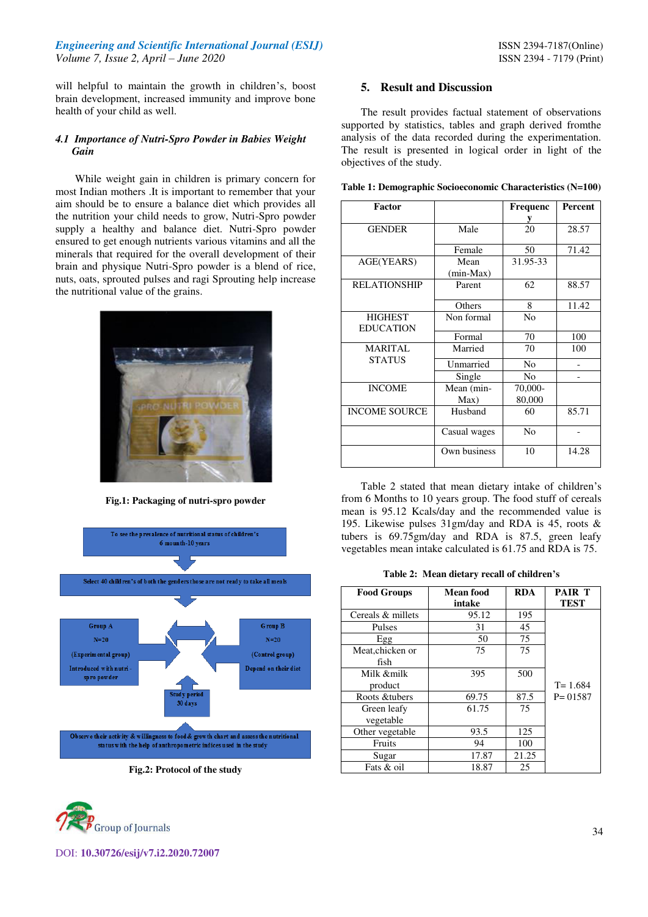will helpful to maintain the growth in children's, boost brain development, increased immunity and improve bone health of your child as well.

### 4.1 Importance of Nutri-Spro Powder in Babies Weight Gain

While weight gain in children is primary concern for most Indian mothers .It is important to remember that your aim should be to ensure a balance diet which provides all the nutrition your child needs to grow, Nutri-Spro powder supply a healthy and balance diet. Nutri-Spro powder ensured to get enough nutrients various vitamins and all the minerals that required for the overall development of their brain and physique Nutri-Spro powder is a blend of rice, nuts, oats, sprouted pulses and ragi Sprouting help increase the nutritional value of the grains.

**Fig.1: Packaging of nutri-spro powder**

To see the prevalence of nutritional status of children's 6 mounth-10 years

Select 40 children's of both the genders those are not ready to take all meals

Group A N=20 (Experimental group) Introduced with nutri-spro powder

Group B N=20 (Control group) Depend on their diet

Study period 30 days

Observe their activity & willingness to food & growth chart and assess the nutritional status with the help of anthropometric indices used in the study

**Fig.2: Protocol of the study**

## 5. Result and Discussion

The result provides factual statement of observations supported by statistics, tables and graph derived fromthe analysis of the data recorded during the experimentation. The result is presented in logical order in light of the objectives of the study.

**Table 1: Demographic Socioeconomic Characteristics (N=100)**

| Factor | | Frequency | Percent |
|---|---|---|---|
| GENDER | Male | 20 | 28.57 |
| | Female | 50 | 71.42 |
| AGE(YEARS) | Mean (min-Max) | 31.95-33 | |
| RELATIONSHIP | Parent | 62 | 88.57 |
| | Others | 8 | 11.42 |
| HIGHEST EDUCATION | Non formal | No | |
| | Formal | 70 | 100 |
| MARITAL STATUS | Married | 70 | 100 |
| | Unmarried | No | - |
| | Single | No | - |
| INCOME | Mean (min-Max) | 70,000-80,000 | |
| INCOME SOURCE | Husband | 60 | 85.71 |
| | Casual wages | No | - |
| | Own business | 10 | 14.28 |

Table 2 stated that mean dietary intake of children's from 6 Months to 10 years group. The food stuff of cereals mean is 95.12 Kcals/day and the recommended value is 195. Likewise pulses 31gm/day and RDA is 45, roots & tubers is 69.75gm/day and RDA is 87.5, green leafy vegetables mean intake calculated is 61.75 and RDA is 75.

**Table 2: Mean dietary recall of children's**

| Food Groups | Mean food intake | RDA | PAIR T TEST |
|---|---|---|---|
| Cereals & millets | 95.12 | 195 | T= 1.684 P= 01587 |
| Pulses | 31 | 45 | |
| Egg | 50 | 75 | |
| Meat,chicken or fish | 75 | 75 | |
| Milk &milk product | 395 | 500 | |
| Roots &tubers | 69.75 | 87.5 | |
| Green leafy vegetable | 61.75 | 75 | |
| Other vegetable | 93.5 | 125 | |
| Fruits | 94 | 100 | |
| Sugar | 17.87 | 21.25 | |
| Fats & oil | 18.87 | 25 | |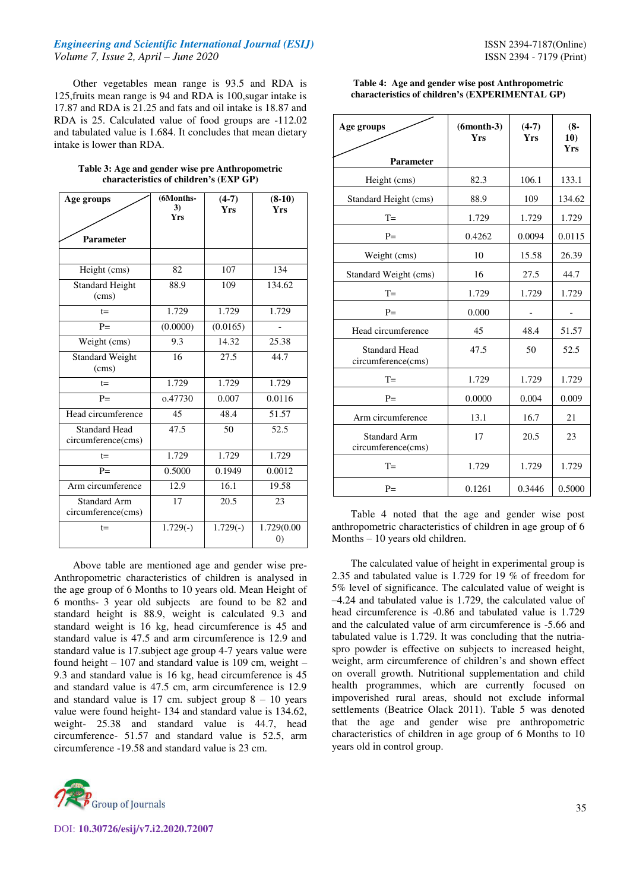Other vegetables mean range is 93.5 and RDA is 125,fruits mean range is 94 and RDA is 100,sugar intake is 17.87 and RDA is 21.25 and fats and oil intake is 18.87 and RDA is 25. Calculated value of food groups are -112.02 and tabulated value is 1.684. It concludes that mean dietary intake is lower than RDA.

**Table 3: Age and gender wise pre Anthropometric characteristics of children's (EXP GP)**

| Age groups / Parameter | (6Months-3) Yrs | (4-7) Yrs | (8-10) Yrs |
|---|---|---|---|
| | | | |
| Height (cms) | 82 | 107 | 134 |
| Standard Height (cms) | 88.9 | 109 | 134.62 |
| t= | 1.729 | 1.729 | 1.729 |
| P= | (0.0000) | (0.0165) | - |
| Weight (cms) | 9.3 | 14.32 | 25.38 |
| Standard Weight (cms) | 16 | 27.5 | 44.7 |
| t= | 1.729 | 1.729 | 1.729 |
| P= | o.47730 | 0.007 | 0.0116 |
| Head circumference | 45 | 48.4 | 51.57 |
| Standard Head circumference(cms) | 47.5 | 50 | 52.5 |
| t= | 1.729 | 1.729 | 1.729 |
| P= | 0.5000 | 0.1949 | 0.0012 |
| Arm circumference | 12.9 | 16.1 | 19.58 |
| Standard Arm circumference(cms) | 17 | 20.5 | 23 |
| t= | 1.729(-) | 1.729(-) | 1.729(0.000) |

Above table are mentioned age and gender wise pre-Anthropometric characteristics of children is analysed in the age group of 6 Months to 10 years old. Mean Height of 6 months- 3 year old subjects are found to be 82 and standard height is 88.9, weight is calculated 9.3 and standard weight is 16 kg, head circumference is 45 and standard value is 47.5 and arm circumference is 12.9 and standard value is 17.subject age group 4-7 years value were found height – 107 and standard value is 109 cm, weight – 9.3 and standard value is 16 kg, head circumference is 45 and standard value is 47.5 cm, arm circumference is 12.9 and standard value is 17 cm. subject group 8 – 10 years value were found height- 134 and standard value is 134.62, weight- 25.38 and standard value is 44.7, head circumference- 51.57 and standard value is 52.5, arm circumference -19.58 and standard value is 23 cm.

**Table 4: Age and gender wise post Anthropometric characteristics of children's (EXPERIMENTAL GP)**

| Age groups / Parameter | (6month-3) Yrs | (4-7) Yrs | (8-10) Yrs |
|---|---|---|---|
| Height (cms) | 82.3 | 106.1 | 133.1 |
| Standard Height (cms) | 88.9 | 109 | 134.62 |
| T= | 1.729 | 1.729 | 1.729 |
| P= | 0.4262 | 0.0094 | 0.0115 |
| Weight (cms) | 10 | 15.58 | 26.39 |
| Standard Weight (cms) | 16 | 27.5 | 44.7 |
| T= | 1.729 | 1.729 | 1.729 |
| P= | 0.000 | - | - |
| Head circumference | 45 | 48.4 | 51.57 |
| Standard Head circumference(cms) | 47.5 | 50 | 52.5 |
| T= | 1.729 | 1.729 | 1.729 |
| P= | 0.0000 | 0.004 | 0.009 |
| Arm circumference | 13.1 | 16.7 | 21 |
| Standard Arm circumference(cms) | 17 | 20.5 | 23 |
| T= | 1.729 | 1.729 | 1.729 |
| P= | 0.1261 | 0.3446 | 0.5000 |

Table 4 noted that the age and gender wise post anthropometric characteristics of children in age group of 6 Months – 10 years old children.

The calculated value of height in experimental group is 2.35 and tabulated value is 1.729 for 19 % of freedom for 5% level of significance. The calculated value of weight is –4.24 and tabulated value is 1.729, the calculated value of head circumference is -0.86 and tabulated value is 1.729 and the calculated value of arm circumference is -5.66 and tabulated value is 1.729. It was concluding that the nutria-spro powder is effective on subjects to increased height, weight, arm circumference of children's and shown effect on overall growth. Nutritional supplementation and child health programmes, which are currently focused on impoverished rural areas, should not exclude informal settlements (Beatrice Olack 2011). Table 5 was denoted that the age and gender wise pre anthropometric characteristics of children in age group of 6 Months to 10 years old in control group.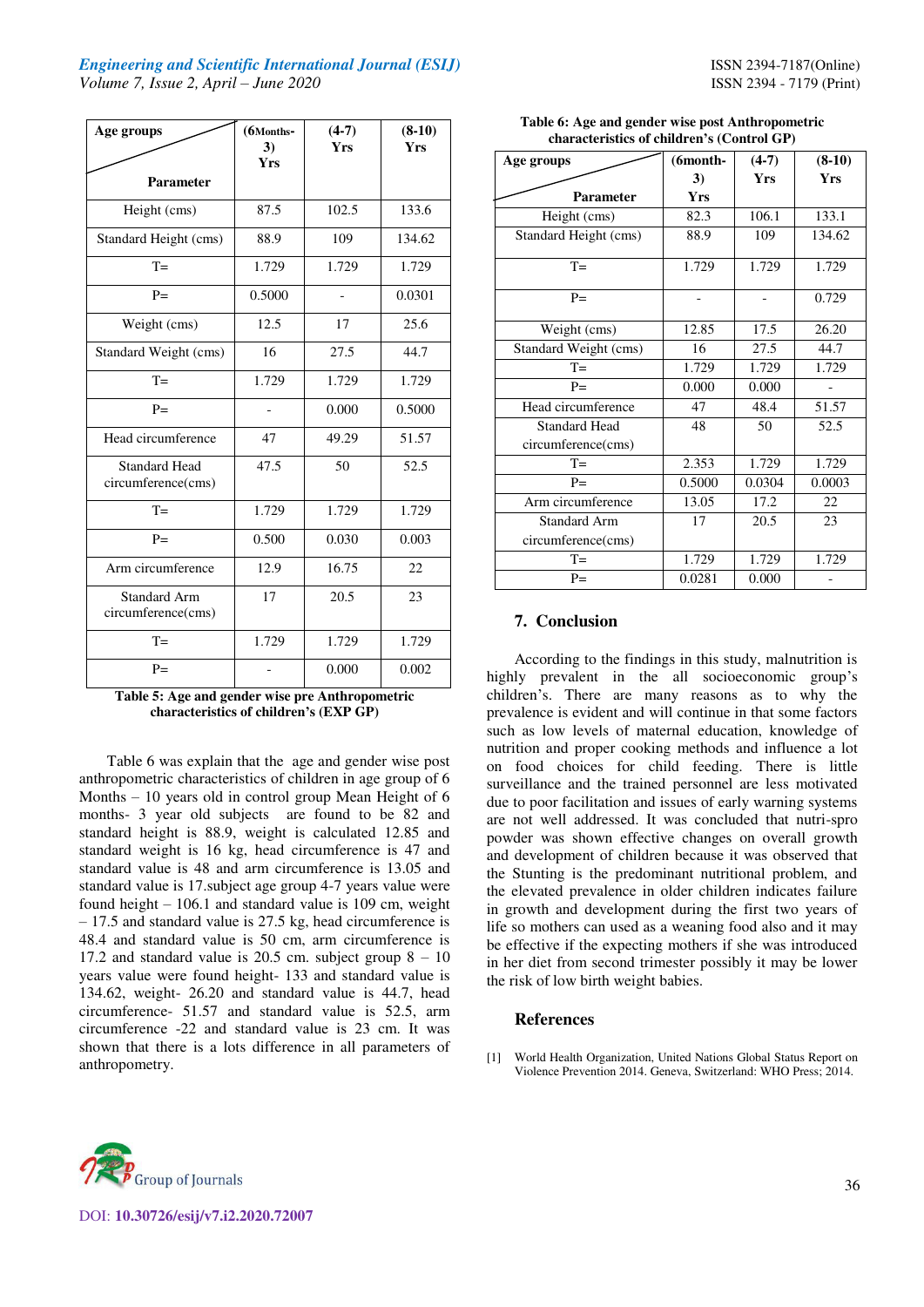| Age groups / Parameter | (6Months-3) Yrs | (4-7) Yrs | (8-10) Yrs |
|---|---|---|---|
| Height (cms) | 87.5 | 102.5 | 133.6 |
| Standard Height (cms) | 88.9 | 109 | 134.62 |
| T= | 1.729 | 1.729 | 1.729 |
| P= | 0.5000 | - | 0.0301 |
| Weight (cms) | 12.5 | 17 | 25.6 |
| Standard Weight (cms) | 16 | 27.5 | 44.7 |
| T= | 1.729 | 1.729 | 1.729 |
| P= | - | 0.000 | 0.5000 |
| Head circumference | 47 | 49.29 | 51.57 |
| Standard Head circumference(cms) | 47.5 | 50 | 52.5 |
| T= | 1.729 | 1.729 | 1.729 |
| P= | 0.500 | 0.030 | 0.003 |
| Arm circumference | 12.9 | 16.75 | 22 |
| Standard Arm circumference(cms) | 17 | 20.5 | 23 |
| T= | 1.729 | 1.729 | 1.729 |
| P= | - | 0.000 | 0.002 |

**Table 5: Age and gender wise pre Anthropometric characteristics of children's (EXP GP)**

Table 6 was explain that the age and gender wise post anthropometric characteristics of children in age group of 6 Months – 10 years old in control group Mean Height of 6 months- 3 year old subjects are found to be 82 and standard height is 88.9, weight is calculated 12.85 and standard weight is 16 kg, head circumference is 47 and standard value is 48 and arm circumference is 13.05 and standard value is 17.subject age group 4-7 years value were found height – 106.1 and standard value is 109 cm, weight – 17.5 and standard value is 27.5 kg, head circumference is 48.4 and standard value is 50 cm, arm circumference is 17.2 and standard value is 20.5 cm. subject group 8 – 10 years value were found height- 133 and standard value is 134.62, weight- 26.20 and standard value is 44.7, head circumference- 51.57 and standard value is 52.5, arm circumference -22 and standard value is 23 cm. It was shown that there is a lots difference in all parameters of anthropometry.

**Table 6: Age and gender wise post Anthropometric characteristics of children's (Control GP)**

| Age groups / Parameter | (6month-3) Yrs | (4-7) Yrs | (8-10) Yrs |
|---|---|---|---|
| Height (cms) | 82.3 | 106.1 | 133.1 |
| Standard Height (cms) | 88.9 | 109 | 134.62 |
| T= | 1.729 | 1.729 | 1.729 |
| P= | - | - | 0.729 |
| Weight (cms) | 12.85 | 17.5 | 26.20 |
| Standard Weight (cms) | 16 | 27.5 | 44.7 |
| T= | 1.729 | 1.729 | 1.729 |
| P= | 0.000 | 0.000 | - |
| Head circumference | 47 | 48.4 | 51.57 |
| Standard Head circumference(cms) | 48 | 50 | 52.5 |
| T= | 2.353 | 1.729 | 1.729 |
| P= | 0.5000 | 0.0304 | 0.0003 |
| Arm circumference | 13.05 | 17.2 | 22 |
| Standard Arm circumference(cms) | 17 | 20.5 | 23 |
| T= | 1.729 | 1.729 | 1.729 |
| P= | 0.0281 | 0.000 | - |

## 7. Conclusion

According to the findings in this study, malnutrition is highly prevalent in the all socioeconomic group's children's. There are many reasons as to why the prevalence is evident and will continue in that some factors such as low levels of maternal education, knowledge of nutrition and proper cooking methods and influence a lot on food choices for child feeding. There is little surveillance and the trained personnel are less motivated due to poor facilitation and issues of early warning systems are not well addressed. It was concluded that nutri-spro powder was shown effective changes on overall growth and development of children because it was observed that the Stunting is the predominant nutritional problem, and the elevated prevalence in older children indicates failure in growth and development during the first two years of life so mothers can used as a weaning food also and it may be effective if the expecting mothers if she was introduced in her diet from second trimester possibly it may be lower the risk of low birth weight babies.

## References

[1] World Health Organization, United Nations Global Status Report on Violence Prevention 2014. Geneva, Switzerland: WHO Press; 2014.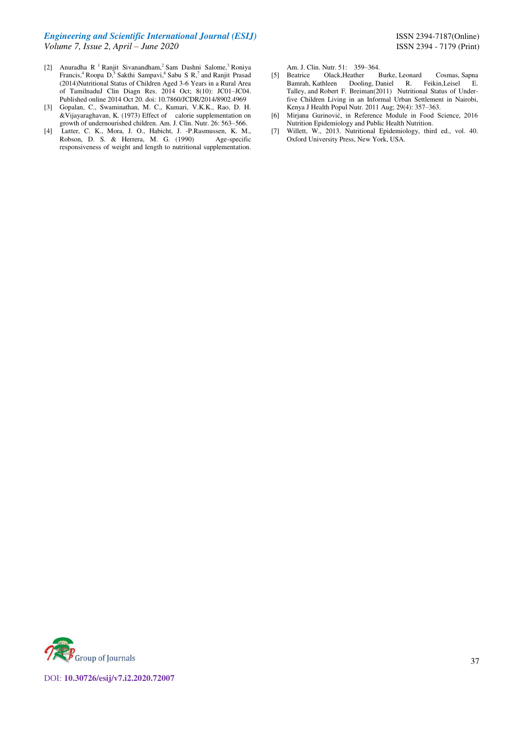[2] Anuradha R [1] Ranjit Sivanandham,[2] Sam Dashni Salome,[3] Roniya Francis,[4] Roopa D,[5] Sakthi Sampavi,[6] Sabu S R,[7] and Ranjit Prasad (2014)Nutritional Status of Children Aged 3-6 Years in a Rural Area of TamilnaduJ Clin Diagn Res. 2014 Oct; 8(10): JC01–JC04. Published online 2014 Oct 20. doi: 10.7860/JCDR/2014/8902.4969

[3] Gopalan, C., Swaminathan, M. C., Kumari, V.K.K., Rao, D. H. &Vijayaraghavan, K. (1973) Effect of calorie supplementation on growth of undernourished children. Am. J. Clin. Nutr. 26: 563–566.

[4] Lutter, C. K., Mora, J. O., Habicht, J. -P.Rasmussen, K. M., Robson, D. S. & Herrera, M. G. (1990) Age-specific responsiveness of weight and length to nutritional supplementation. Am. J. Clin. Nutr. 51: 359–364.

[5] Beatrice Olack,Heather Burke, Leonard Cosmas, Sapna Bamrah, Kathleen Dooling, Daniel R. Feikin,Leisel E. Talley, and Robert F. Breiman(2011) Nutritional Status of Under-five Children Living in an Informal Urban Settlement in Nairobi, Kenya J Health Popul Nutr. 2011 Aug; 29(4): 357–363.

[6] Mirjana Gurinović, in Reference Module in Food Science, 2016 Nutrition Epidemiology and Public Health Nutrition.

[7] Willett, W., 2013. Nutritional Epidemiology, third ed., vol. 40. Oxford University Press, New York, USA.